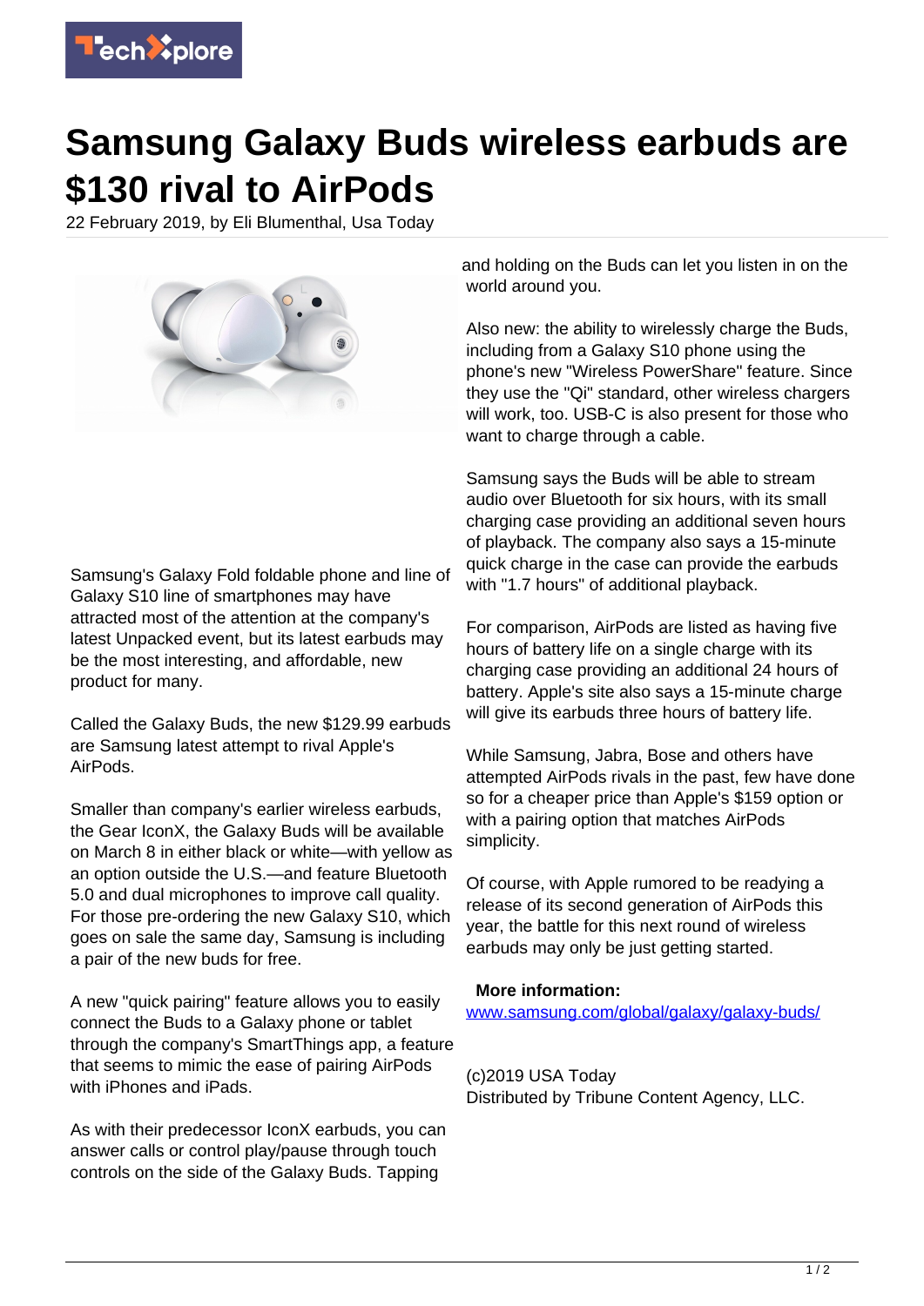# Samsung Galaxy Buds wireless earbuds are $130 rival to AirPods

22 February 2019, by Eli Blumenthal, Usa Today

Samsung's Galaxy Fold foldable phone and line of Galaxy S10 line of smartphones may have attracted most of the attention at the company's latest Unpacked event, but its latest earbuds may be the most interesting, and affordable, new product for many.

Called the Galaxy Buds, the new $129.99 earbuds are Samsung latest attempt to rival Apple's AirPods.

Smaller than company's earlier wireless earbuds, the Gear IconX, the Galaxy Buds will be available on March 8 in either black or white—with yellow as an option outside the U.S.—and feature Bluetooth 5.0 and dual microphones to improve call quality. For those pre-ordering the new Galaxy S10, which goes on sale the same day, Samsung is including a pair of the new buds for free.

A new "quick pairing" feature allows you to easily connect the Buds to a Galaxy phone or tablet through the company's SmartThings app, a feature that seems to mimic the ease of pairing AirPods with iPhones and iPads.

As with their predecessor IconX earbuds, you can answer calls or control play/pause through touch controls on the side of the Galaxy Buds. Tapping and holding on the Buds can let you listen in on the world around you.

Also new: the ability to wirelessly charge the Buds, including from a Galaxy S10 phone using the phone's new "Wireless PowerShare" feature. Since they use the "Qi" standard, other wireless chargers will work, too. USB-C is also present for those who want to charge through a cable.

Samsung says the Buds will be able to stream audio over Bluetooth for six hours, with its small charging case providing an additional seven hours of playback. The company also says a 15-minute quick charge in the case can provide the earbuds with "1.7 hours" of additional playback.

For comparison, AirPods are listed as having five hours of battery life on a single charge with its charging case providing an additional 24 hours of battery. Apple's site also says a 15-minute charge will give its earbuds three hours of battery life.

While Samsung, Jabra, Bose and others have attempted AirPods rivals in the past, few have done so for a cheaper price than Apple's $159 option or with a pairing option that matches AirPods simplicity.

Of course, with Apple rumored to be readying a release of its second generation of AirPods this year, the battle for this next round of wireless earbuds may only be just getting started.

**More information:** www.samsung.com/global/galaxy/galaxy-buds/

(c)2019 USA Today
Distributed by Tribune Content Agency, LLC.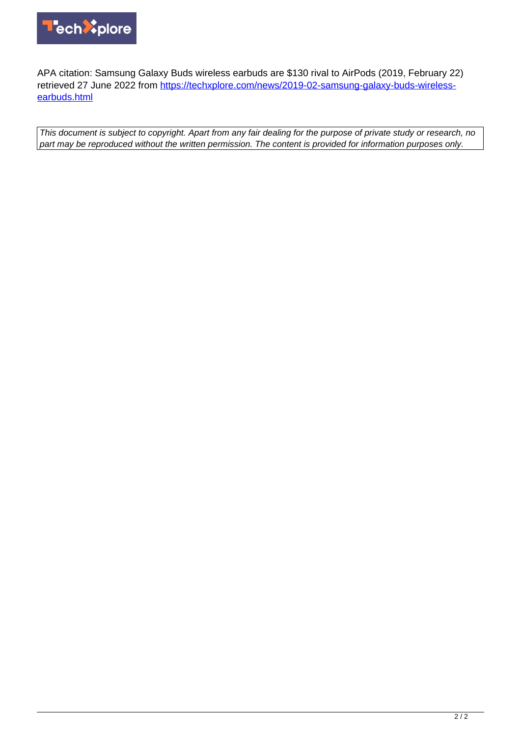APA citation: Samsung Galaxy Buds wireless earbuds are $130 rival to AirPods (2019, February 22) retrieved 27 June 2022 from https://techxplore.com/news/2019-02-samsung-galaxy-buds-wireless-earbuds.html

*This document is subject to copyright. Apart from any fair dealing for the purpose of private study or research, no part may be reproduced without the written permission. The content is provided for information purposes only.*